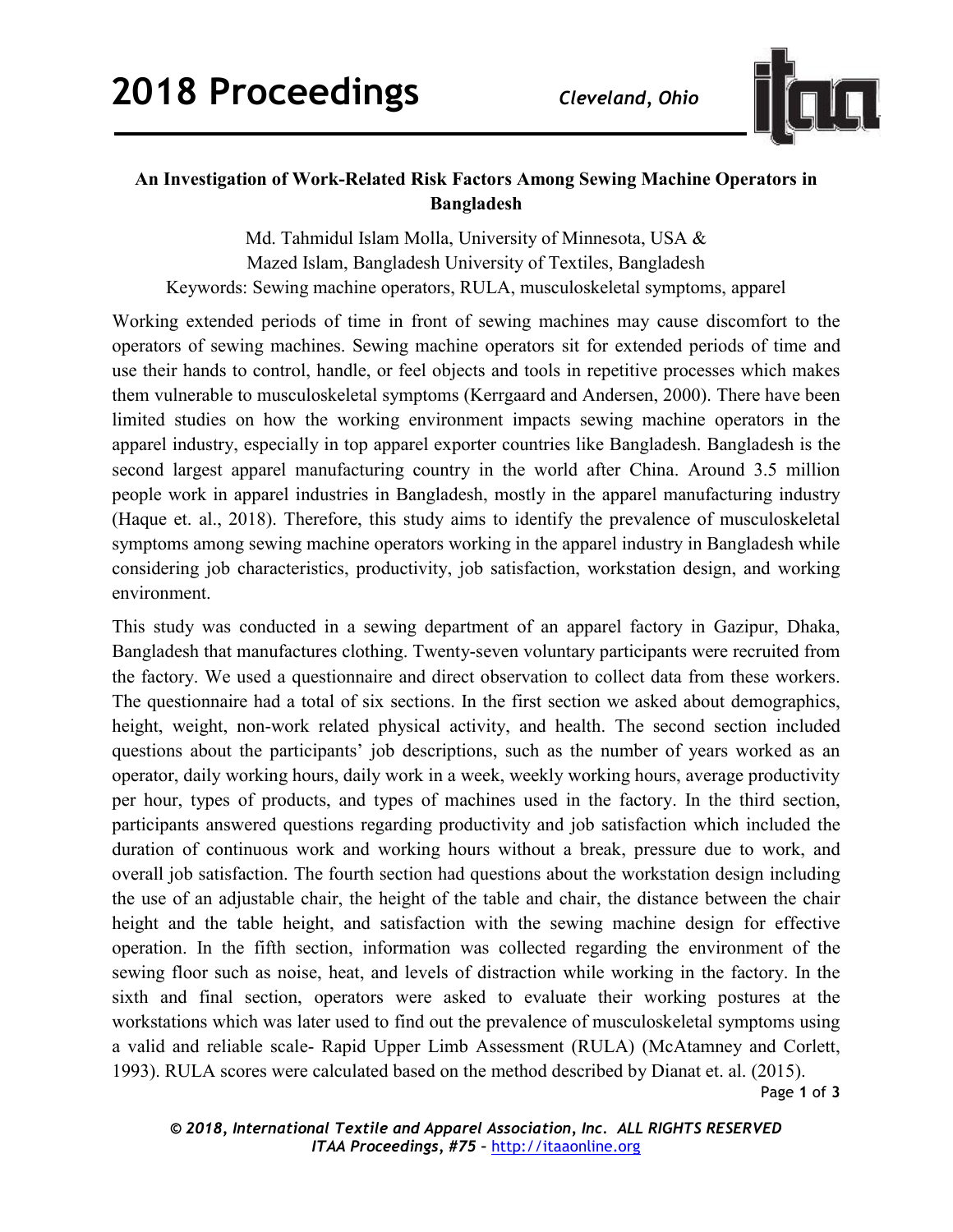## An Investigation of Work-Related Risk Factors Among Sewing Machine Operators in Bangladesh

Md. Tahmidul Islam Molla, University of Minnesota, USA &
Mazed Islam, Bangladesh University of Textiles, Bangladesh
Keywords: Sewing machine operators, RULA, musculoskeletal symptoms, apparel

Working extended periods of time in front of sewing machines may cause discomfort to the operators of sewing machines. Sewing machine operators sit for extended periods of time and use their hands to control, handle, or feel objects and tools in repetitive processes which makes them vulnerable to musculoskeletal symptoms (Kerrgaard and Andersen, 2000). There have been limited studies on how the working environment impacts sewing machine operators in the apparel industry, especially in top apparel exporter countries like Bangladesh. Bangladesh is the second largest apparel manufacturing country in the world after China. Around 3.5 million people work in apparel industries in Bangladesh, mostly in the apparel manufacturing industry (Haque et. al., 2018). Therefore, this study aims to identify the prevalence of musculoskeletal symptoms among sewing machine operators working in the apparel industry in Bangladesh while considering job characteristics, productivity, job satisfaction, workstation design, and working environment.

This study was conducted in a sewing department of an apparel factory in Gazipur, Dhaka, Bangladesh that manufactures clothing. Twenty-seven voluntary participants were recruited from the factory. We used a questionnaire and direct observation to collect data from these workers. The questionnaire had a total of six sections. In the first section we asked about demographics, height, weight, non-work related physical activity, and health. The second section included questions about the participants' job descriptions, such as the number of years worked as an operator, daily working hours, daily work in a week, weekly working hours, average productivity per hour, types of products, and types of machines used in the factory. In the third section, participants answered questions regarding productivity and job satisfaction which included the duration of continuous work and working hours without a break, pressure due to work, and overall job satisfaction. The fourth section had questions about the workstation design including the use of an adjustable chair, the height of the table and chair, the distance between the chair height and the table height, and satisfaction with the sewing machine design for effective operation. In the fifth section, information was collected regarding the environment of the sewing floor such as noise, heat, and levels of distraction while working in the factory. In the sixth and final section, operators were asked to evaluate their working postures at the workstations which was later used to find out the prevalence of musculoskeletal symptoms using a valid and reliable scale- Rapid Upper Limb Assessment (RULA) (McAtamney and Corlett, 1993). RULA scores were calculated based on the method described by Dianat et. al. (2015).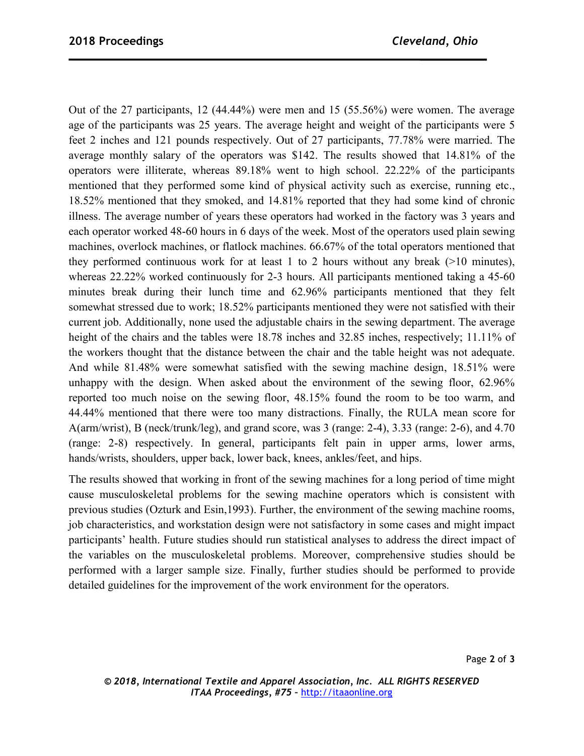Out of the 27 participants, 12 (44.44%) were men and 15 (55.56%) were women. The average age of the participants was 25 years. The average height and weight of the participants were 5 feet 2 inches and 121 pounds respectively. Out of 27 participants, 77.78% were married. The average monthly salary of the operators was $142. The results showed that 14.81% of the operators were illiterate, whereas 89.18% went to high school. 22.22% of the participants mentioned that they performed some kind of physical activity such as exercise, running etc., 18.52% mentioned that they smoked, and 14.81% reported that they had some kind of chronic illness. The average number of years these operators had worked in the factory was 3 years and each operator worked 48-60 hours in 6 days of the week. Most of the operators used plain sewing machines, overlock machines, or flatlock machines. 66.67% of the total operators mentioned that they performed continuous work for at least 1 to 2 hours without any break (>10 minutes), whereas 22.22% worked continuously for 2-3 hours. All participants mentioned taking a 45-60 minutes break during their lunch time and 62.96% participants mentioned that they felt somewhat stressed due to work; 18.52% participants mentioned they were not satisfied with their current job. Additionally, none used the adjustable chairs in the sewing department. The average height of the chairs and the tables were 18.78 inches and 32.85 inches, respectively; 11.11% of the workers thought that the distance between the chair and the table height was not adequate. And while 81.48% were somewhat satisfied with the sewing machine design, 18.51% were unhappy with the design. When asked about the environment of the sewing floor, 62.96% reported too much noise on the sewing floor, 48.15% found the room to be too warm, and 44.44% mentioned that there were too many distractions. Finally, the RULA mean score for A(arm/wrist), B (neck/trunk/leg), and grand score, was 3 (range: 2-4), 3.33 (range: 2-6), and 4.70 (range: 2-8) respectively. In general, participants felt pain in upper arms, lower arms, hands/wrists, shoulders, upper back, lower back, knees, ankles/feet, and hips.

The results showed that working in front of the sewing machines for a long period of time might cause musculoskeletal problems for the sewing machine operators which is consistent with previous studies (Ozturk and Esin,1993). Further, the environment of the sewing machine rooms, job characteristics, and workstation design were not satisfactory in some cases and might impact participants' health. Future studies should run statistical analyses to address the direct impact of the variables on the musculoskeletal problems. Moreover, comprehensive studies should be performed with a larger sample size. Finally, further studies should be performed to provide detailed guidelines for the improvement of the work environment for the operators.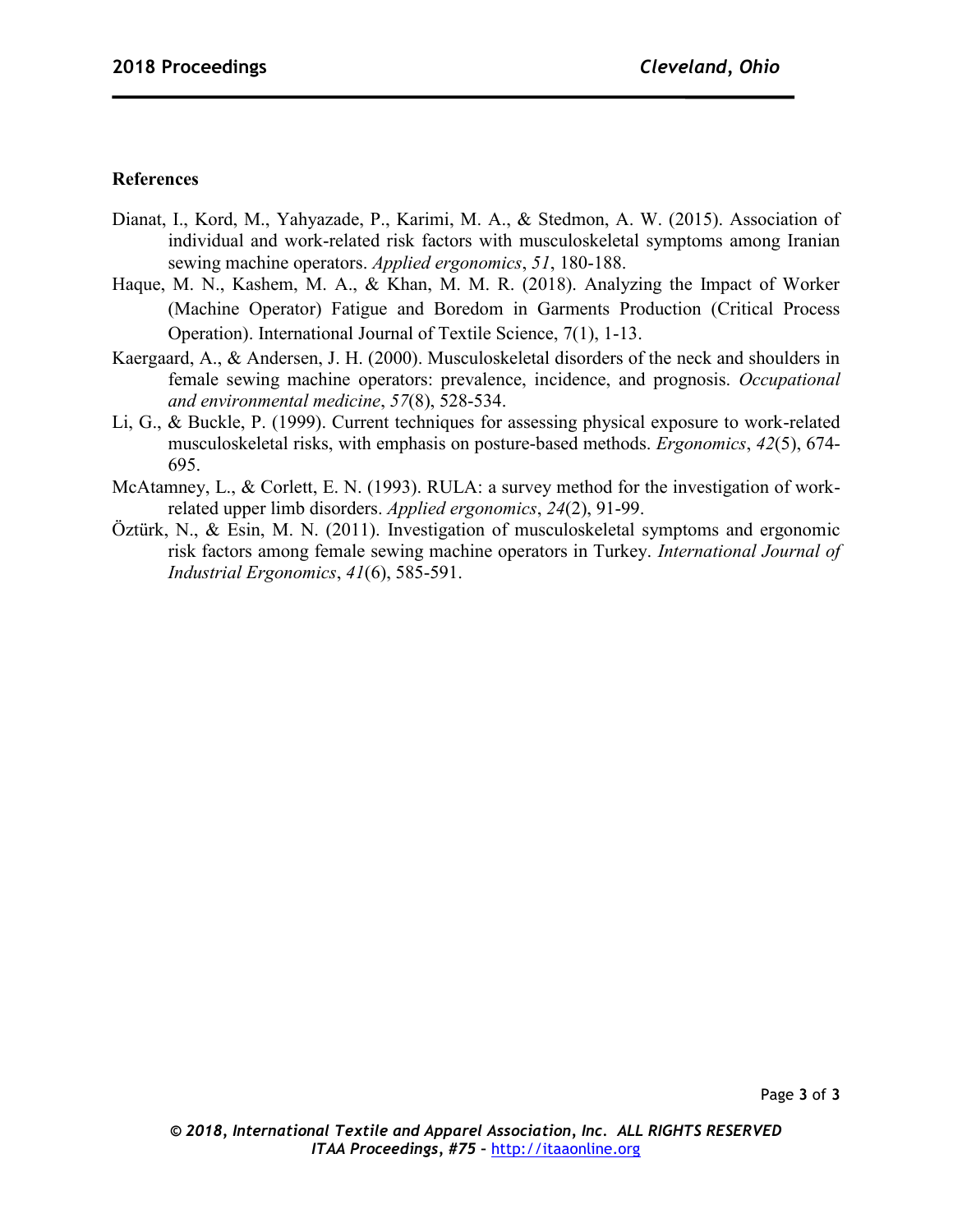**References**

Dianat, I., Kord, M., Yahyazade, P., Karimi, M. A., & Stedmon, A. W. (2015). Association of individual and work-related risk factors with musculoskeletal symptoms among Iranian sewing machine operators. *Applied ergonomics*, *51*, 180-188.

Haque, M. N., Kashem, M. A., & Khan, M. M. R. (2018). Analyzing the Impact of Worker (Machine Operator) Fatigue and Boredom in Garments Production (Critical Process Operation). International Journal of Textile Science, 7(1), 1-13.

Kaergaard, A., & Andersen, J. H. (2000). Musculoskeletal disorders of the neck and shoulders in female sewing machine operators: prevalence, incidence, and prognosis. *Occupational and environmental medicine*, *57*(8), 528-534.

Li, G., & Buckle, P. (1999). Current techniques for assessing physical exposure to work-related musculoskeletal risks, with emphasis on posture-based methods. *Ergonomics*, *42*(5), 674-695.

McAtamney, L., & Corlett, E. N. (1993). RULA: a survey method for the investigation of work-related upper limb disorders. *Applied ergonomics*, *24*(2), 91-99.

Öztürk, N., & Esin, M. N. (2011). Investigation of musculoskeletal symptoms and ergonomic risk factors among female sewing machine operators in Turkey. *International Journal of Industrial Ergonomics*, *41*(6), 585-591.